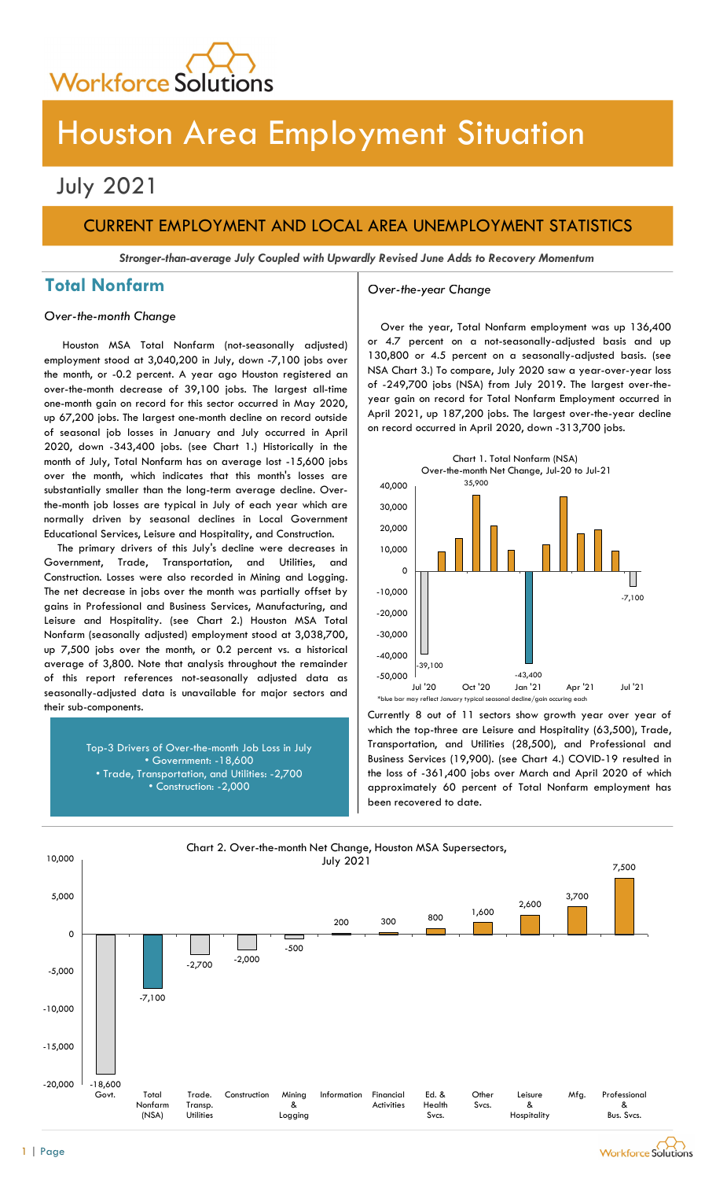Workforce Solutions

# Houston Area Employment Situation

## July 2021

## CURRENT EMPLOYMENT AND LOCAL AREA UNEMPLOYMENT STATISTICS

***Stronger-than-average July Coupled with Upwardly Revised June Adds to Recovery Momentum***

## Total Nonfarm

*Over-the-month Change*

Houston MSA Total Nonfarm (not-seasonally adjusted) employment stood at 3,040,200 in July, down -7,100 jobs over the month, or -0.2 percent. A year ago Houston registered an over-the-month decrease of 39,100 jobs. The largest all-time one-month gain on record for this sector occurred in May 2020, up 67,200 jobs. The largest one-month decline on record outside of seasonal job losses in January and July occurred in April 2020, down -343,400 jobs. (see Chart 1.) Historically in the month of July, Total Nonfarm has on average lost -15,600 jobs over the month, which indicates that this month's losses are substantially smaller than the long-term average decline. Over-the-month job losses are typical in July of each year which are normally driven by seasonal declines in Local Government Educational Services, Leisure and Hospitality, and Construction.

The primary drivers of this July's decline were decreases in Government, Trade, Transportation, and Utilities, and Construction. Losses were also recorded in Mining and Logging. The net decrease in jobs over the month was partially offset by gains in Professional and Business Services, Manufacturing, and Leisure and Hospitality. (see Chart 2.) Houston MSA Total Nonfarm (seasonally adjusted) employment stood at 3,038,700, up 7,500 jobs over the month, or 0.2 percent vs. a historical average of 3,800. Note that analysis throughout the remainder of this report references not-seasonally adjusted data as seasonally-adjusted data is unavailable for major sectors and their sub-components.

Top-3 Drivers of Over-the-month Job Loss in July
- Government: -18,600
- Trade, Transportation, and Utilities: -2,700
- Construction: -2,000

*Over-the-year Change*

Over the year, Total Nonfarm employment was up 136,400 or 4.7 percent on a not-seasonally-adjusted basis and up 130,800 or 4.5 percent on a seasonally-adjusted basis. (see NSA Chart 3.) To compare, July 2020 saw a year-over-year loss of -249,700 jobs (NSA) from July 2019. The largest over-the-year gain on record for Total Nonfarm Employment occurred in April 2021, up 187,200 jobs. The largest over-the-year decline on record occurred in April 2020, down -313,700 jobs.

Chart 1. Total Nonfarm (NSA) Over-the-month Net Change, Jul-20 to Jul-21

| Month | Net Change |
|---|---|
| Jul '20 | -39,100 |
| Oct '20 | 35,900 |
| Jan '21 | -43,400 |
| Jul '21 | -7,100 |

*blue bar may reflect January typical seasonal decline/gain occuring each

Currently 8 out of 11 sectors show growth year over year of which the top-three are Leisure and Hospitality (63,500), Trade, Transportation, and Utilities (28,500), and Professional and Business Services (19,900). (see Chart 4.) COVID-19 resulted in the loss of -361,400 jobs over March and April 2020 of which approximately 60 percent of Total Nonfarm employment has been recovered to date.

Chart 2. Over-the-month Net Change, Houston MSA Supersectors, July 2021

| Supersector | Net Change |
|---|---|
| Govt. | -18,600 |
| Total Nonfarm (NSA) | -7,100 |
| Trade. Transp. Utilities | -2,700 |
| Construction | -2,000 |
| Mining & Logging | -500 |
| Information | 200 |
| Financial Activities | 300 |
| Ed. & Health Svcs. | 800 |
| Other Svcs. | 1,600 |
| Leisure & Hospitality | 2,600 |
| Mfg. | 3,700 |
| Professional & Bus. Svcs. | 7,500 |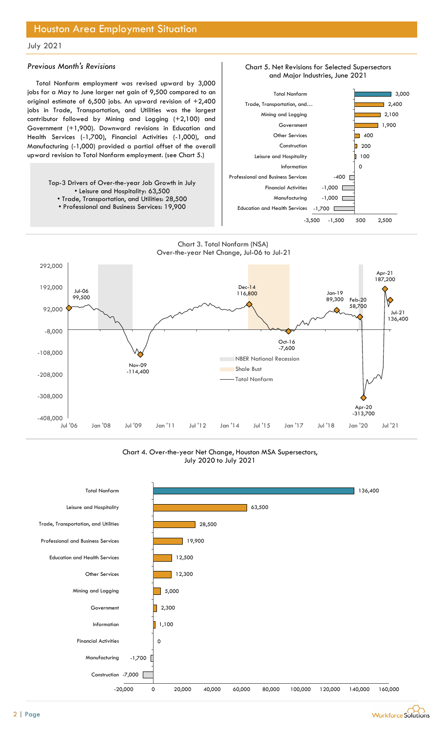# Houston Area Employment Situation

July 2021

### *Previous Month's Revisions*

Total Nonfarm employment was revised upward by 3,000 jobs for a May to June larger net gain of 9,500 compared to an original estimate of 6,500 jobs. An upward revision of +2,400 jobs in Trade, Transportation, and Utilities was the largest contributor followed by Mining and Logging (+2,100) and Government (+1,900). Downward revisions in Education and Health Services (-1,700), Financial Activities (-1,000), and Manufacturing (-1,000) provided a partial offset of the overall upward revision to Total Nonfarm employment. (see Chart 5.)

Top-3 Drivers of Over-the-year Job Growth in July
- Leisure and Hospitality: 63,500
- Trade, Transportation, and Utilities: 28,500
- Professional and Business Services: 19,900

Chart 5. Net Revisions for Selected Supersectors and Major Industries, June 2021

| Industry | Revision |
| --- | --- |
| Total Nonfarm | 3,000 |
| Trade, Transportation, and… | 2,400 |
| Mining and Logging | 2,100 |
| Government | 1,900 |
| Other Services | 400 |
| Construction | 200 |
| Leisure and Hospitality | 100 |
| Information | 0 |
| Professional and Business Services | -400 |
| Financial Activities | -1,000 |
| Manufacturing | -1,000 |
| Education and Health Services | -1,700 |

Chart 3. Total Nonfarm (NSA) Over-the-year Net Change, Jul-06 to Jul-21

| Date | Over-the-year Net Change |
| --- | --- |
| Jul-06 | 99,500 |
| Nov-09 | -114,400 |
| Dec-14 | 116,800 |
| Oct-16 | -7,600 |
| Jan-19 | 89,300 |
| Feb-20 | 58,700 |
| Apr-20 | -313,700 |
| Apr-21 | 187,200 |
| Jul-21 | 136,400 |

Legend: NBER National Recession; Shale Bust; Total Nonfarm

Chart 4. Over-the-year Net Change, Houston MSA Supersectors, July 2020 to July 2021

| Supersector | Net Change |
| --- | --- |
| Total Nonfarm | 136,400 |
| Leisure and Hospitality | 63,500 |
| Trade, Transportation, and Utilities | 28,500 |
| Professional and Business Services | 19,900 |
| Education and Health Services | 12,500 |
| Other Services | 12,300 |
| Mining and Logging | 5,000 |
| Government | 2,300 |
| Information | 1,100 |
| Financial Activities | 0 |
| Manufacturing | -1,700 |
| Construction | -7,000 |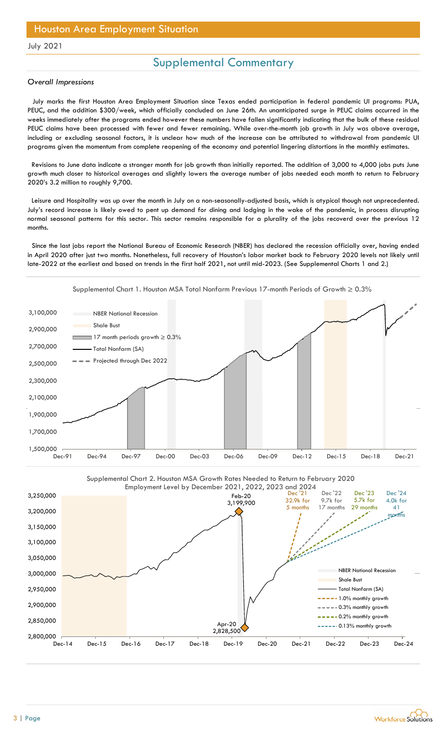# Houston Area Employment Situation

July 2021

## Supplemental Commentary

### *Overall Impressions*

July marks the first Houston Area Employment Situation since Texas ended participation in federal pandemic UI programs: PUA, PEUC, and the addition $300/week, which officially concluded on June 26th. An unanticipated surge in PEUC claims occurred in the weeks immediately after the programs ended however these numbers have fallen significantly indicating that the bulk of these residual PEUC claims have been processed with fewer and fewer remaining. While over-the-month job growth in July was above average, including or excluding seasonal factors, it is unclear how much of the increase can be attributed to withdrawal from pandemic UI programs given the momentum from complete reopening of the economy and potential lingering distortions in the monthly estimates.

Revisions to June data indicate a stronger month for job growth than initially reported. The addition of 3,000 to 4,000 jobs puts June growth much closer to historical averages and slightly lowers the average number of jobs needed each month to return to February 2020's 3.2 million to roughly 9,700.

Leisure and Hospitality was up over the month in July on a non-seasonally-adjusted basis, which is atypical though not unprecedented. July's record increase is likely owed to pent up demand for dining and lodging in the wake of the pandemic, in process disrupting normal seasonal patterns for this sector. This sector remains responsible for a plurality of the jobs recoverd over the previous 12 months.

Since the last jobs report the National Bureau of Economic Research (NBER) has declared the recession officially over, having ended in April 2020 after just two months. Nonetheless, full recovery of Houston's labor market back to February 2020 levels not likely until late-2022 at the earliest and based on trends in the first half 2021, not until mid-2023. (See Supplemental Charts 1 and 2.)

Supplemental Chart 1. Houston MSA Total Nonfarm Previous 17-month Periods of Growth ≥ 0.3%

Supplemental Chart 2. Houston MSA Growth Rates Needed to Return to February 2020 Employment Level by December 2021, 2022, 2023 and 2024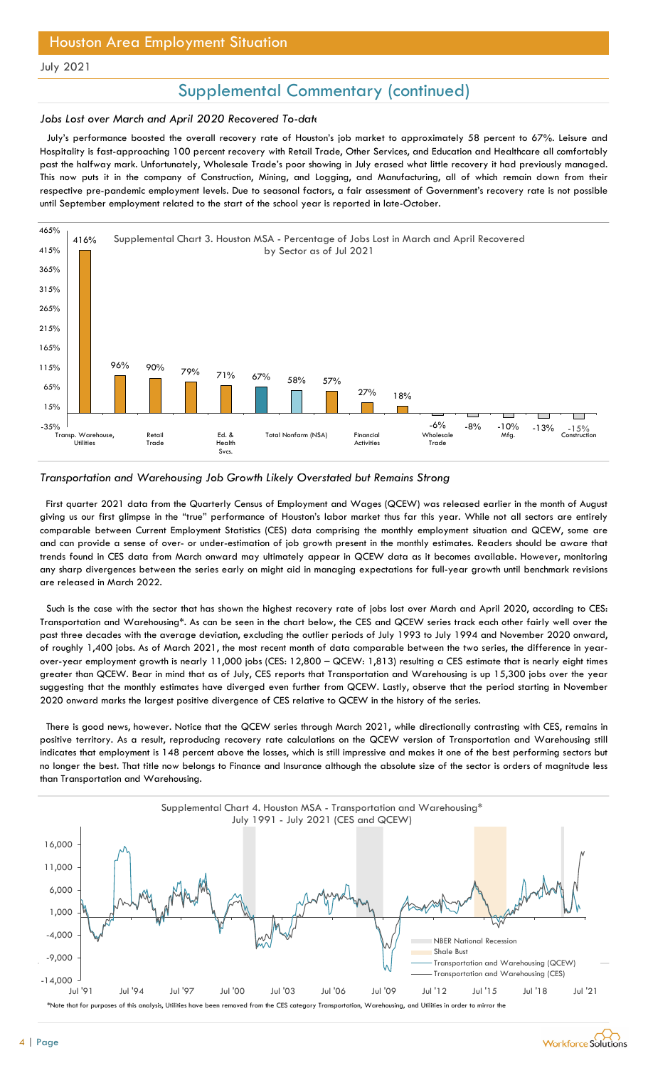## Houston Area Employment Situation

July 2021

## Supplemental Commentary (continued)

### *Jobs Lost over March and April 2020 Recovered To-date*

July's performance boosted the overall recovery rate of Houston's job market to approximately 58 percent to 67%. Leisure and Hospitality is fast-approaching 100 percent recovery with Retail Trade, Other Services, and Education and Healthcare all comfortably past the halfway mark. Unfortunately, Wholesale Trade's poor showing in July erased what little recovery it had previously managed. This now puts it in the company of Construction, Mining, and Logging, and Manufacturing, all of which remain down from their respective pre-pandemic employment levels. Due to seasonal factors, a fair assessment of Government's recovery rate is not possible until September employment related to the start of the school year is reported in late-October.

Supplemental Chart 3. Houston MSA - Percentage of Jobs Lost in March and April Recovered by Sector as of Jul 2021

| Sector | Percentage Recovered |
|---|---|
| Transp. Warehouse, Utilities | 416% |
| | 96% |
| Retail Trade | 90% |
| | 79% |
| Ed. & Health Svcs. | 71% |
| Total Nonfarm (NSA) | 67% |
| | 58% |
| | 57% |
| Financial Activities | 27% |
| | 18% |
| Wholesale Trade | -6% |
| | -8% |
| Mfg. | -10% |
| | -13% |
| Construction | -15% |

### *Transportation and Warehousing Job Growth Likely Overstated but Remains Strong*

First quarter 2021 data from the Quarterly Census of Employment and Wages (QCEW) was released earlier in the month of August giving us our first glimpse in the "true" performance of Houston's labor market thus far this year. While not all sectors are entirely comparable between Current Employment Statistics (CES) data comprising the monthly employment situation and QCEW, some are and can provide a sense of over- or under-estimation of job growth present in the monthly estimates. Readers should be aware that trends found in CES data from March onward may ultimately appear in QCEW data as it becomes available. However, monitoring any sharp divergences between the series early on might aid in managing expectations for full-year growth until benchmark revisions are released in March 2022.

Such is the case with the sector that has shown the highest recovery rate of jobs lost over March and April 2020, according to CES: Transportation and Warehousing*. As can be seen in the chart below, the CES and QCEW series track each other fairly well over the past three decades with the average deviation, excluding the outlier periods of July 1993 to July 1994 and November 2020 onward, of roughly 1,400 jobs. As of March 2021, the most recent month of data comparable between the two series, the difference in year-over-year employment growth is nearly 11,000 jobs (CES: 12,800 – QCEW: 1,813) resulting a CES estimate that is nearly eight times greater than QCEW. Bear in mind that as of July, CES reports that Transportation and Warehousing is up 15,300 jobs over the year suggesting that the monthly estimates have diverged even further from QCEW. Lastly, observe that the period starting in November 2020 onward marks the largest positive divergence of CES relative to QCEW in the history of the series.

There is good news, however. Notice that the QCEW series through March 2021, while directionally contrasting with CES, remains in positive territory. As a result, reproducing recovery rate calculations on the QCEW version of Transportation and Warehousing still indicates that employment is 148 percent above the losses, which is still impressive and makes it one of the best performing sectors but no longer the best. That title now belongs to Finance and Insurance although the absolute size of the sector is orders of magnitude less than Transportation and Warehousing.

Supplemental Chart 4. Houston MSA - Transportation and Warehousing* July 1991 - July 2021 (CES and QCEW)

Legend: NBER National Recession; Shale Bust; Transportation and Warehousing (QCEW); Transportation and Warehousing (CES)

*Note that for purposes of this analysis, Utilities have been removed from the CES category Transportation, Warehousing, and Utilities in order to mirror the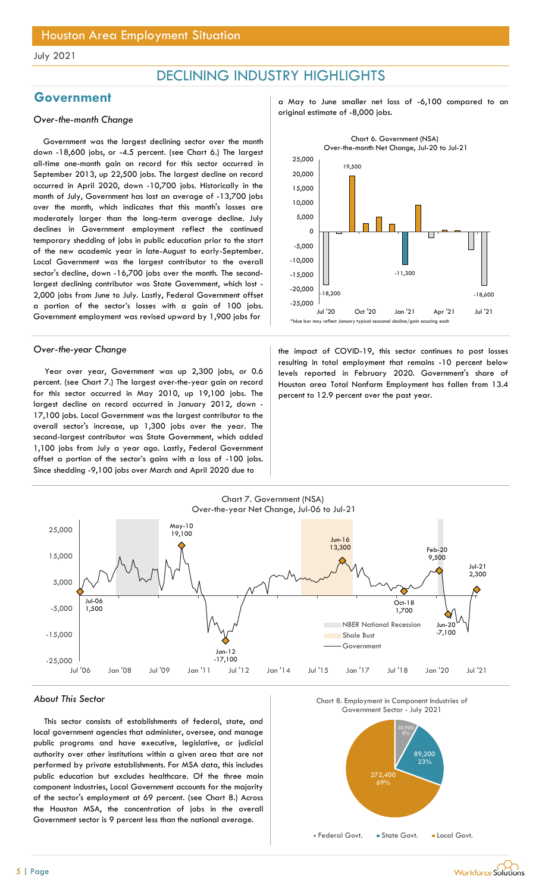## DECLINING INDUSTRY HIGHLIGHTS

## Government

### *Over-the-month Change*

Government was the largest declining sector over the month down -18,600 jobs, or -4.5 percent. (see Chart 6.) The largest all-time one-month gain on record for this sector occurred in September 2013, up 22,500 jobs. The largest decline on record occurred in April 2020, down -10,700 jobs. Historically in the month of July, Government has lost an average of -13,700 jobs over the month, which indicates that this month's losses are moderately larger than the long-term average decline. July declines in Government employment reflect the continued temporary shedding of jobs in public education prior to the start of the new academic year in late-August to early-September. Local Government was the largest contributor to the overall sector's decline, down -16,700 jobs over the month. The second-largest declining contributor was State Government, which lost -2,000 jobs from June to July. Lastly, Federal Government offset a portion of the sector's losses with a gain of 100 jobs. Government employment was revised upward by 1,900 jobs for a May to June smaller net loss of -6,100 compared to an original estimate of -8,000 jobs.

Chart 6. Government (NSA) Over-the-month Net Change, Jul-20 to Jul-21

*blue bar may reflect January typical seasonal decline/gain occuring each

### *Over-the-year Change*

Year over year, Government was up 2,300 jobs, or 0.6 percent. (see Chart 7.) The largest over-the-year gain on record for this sector occurred in May 2010, up 19,100 jobs. The largest decline on record occurred in January 2012, down -17,100 jobs. Local Government was the largest contributor to the overall sector's increase, up 1,300 jobs over the year. The second-largest contributor was State Government, which added 1,100 jobs from July a year ago. Lastly, Federal Government offset a portion of the sector's gains with a loss of -100 jobs. Since shedding -9,100 jobs over March and April 2020 due to the impact of COVID-19, this sector continues to post losses resulting in total employment that remains -10 percent below levels reported in February 2020. Government's share of Houston area Total Nonfarm Employment has fallen from 13.4 percent to 12.9 percent over the past year.

Chart 7. Government (NSA) Over-the-year Net Change, Jul-06 to Jul-21

### *About This Sector*

This sector consists of establishments of federal, state, and local government agencies that administer, oversee, and manage public programs and have executive, legislative, or judicial authority over other institutions within a given area that are not performed by private establishments. For MSA data, this includes public education but excludes healthcare. Of the three main component industries, Local Government accounts for the majority of the sector's employment at 69 percent. (see Chart 8.) Across the Houston MSA, the concentration of jobs in the overall Government sector is 9 percent less than the national average.

Chart 8. Employment in Component Industries of Government Sector - July 2021

| Component | Employment | Share |
|---|---|---|
| Federal Govt. | 30,900 | 8% |
| State Govt. | 89,200 | 23% |
| Local Govt. | 272,400 | 69% |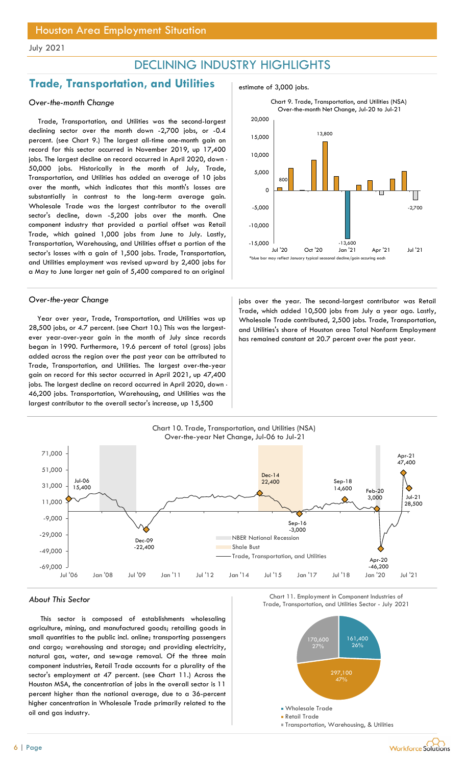# DECLINING INDUSTRY HIGHLIGHTS

## Trade, Transportation, and Utilities

### *Over-the-month Change*

Trade, Transportation, and Utilities was the second-largest declining sector over the month down -2,700 jobs, or -0.4 percent. (see Chart 9.) The largest all-time one-month gain on record for this sector occurred in November 2019, up 17,400 jobs. The largest decline on record occurred in April 2020, down -50,000 jobs. Historically in the month of July, Trade, Transportation, and Utilities has added an average of 10 jobs over the month, which indicates that this month's losses are substantially in contrast to the long-term average gain. Wholesale Trade was the largest contributor to the overall sector's decline, down -5,200 jobs over the month. One component industry that provided a partial offset was Retail Trade, which gained 1,000 jobs from June to July. Lastly, Transportation, Warehousing, and Utilities offset a portion of the sector's losses with a gain of 1,500 jobs. Trade, Transportation, and Utilities employment was revised upward by 2,400 jobs for a May to June larger net gain of 5,400 compared to an original estimate of 3,000 jobs.

Chart 9. Trade, Transportation, and Utilities (NSA) Over-the-month Net Change, Jul-20 to Jul-21

*blue bar may reflect January typical seasonal decline/gain occuring each

### *Over-the-year Change*

Year over year, Trade, Transportation, and Utilities was up 28,500 jobs, or 4.7 percent. (see Chart 10.) This was the largest-ever year-over-year gain in the month of July since records began in 1990. Furthermore, 19.6 percent of total (gross) jobs added across the region over the past year can be attributed to Trade, Transportation, and Utilities. The largest over-the-year gain on record for this sector occurred in April 2021, up 47,400 jobs. The largest decline on record occurred in April 2020, down -46,200 jobs. Transportation, Warehousing, and Utilities was the largest contributor to the overall sector's increase, up 15,500 jobs over the year. The second-largest contributor was Retail Trade, which added 10,500 jobs from July a year ago. Lastly, Wholesale Trade contributed, 2,500 jobs. Trade, Transportation, and Utilities's share of Houston area Total Nonfarm Employment has remained constant at 20.7 percent over the past year.

Chart 10. Trade, Transportation, and Utilities (NSA) Over-the-year Net Change, Jul-06 to Jul-21

### *About This Sector*

This sector is composed of establishments wholesaling agriculture, mining, and manufactured goods; retailing goods in small quantities to the public incl. online; transporting passengers and cargo; warehousing and storage; and providing electricity, natural gas, water, and sewage removal. Of the three main component industries, Retail Trade accounts for a plurality of the sector's employment at 47 percent. (see Chart 11.) Across the Houston MSA, the concentration of jobs in the overall sector is 11 percent higher than the national average, due to a 36-percent higher concentration in Wholesale Trade primarily related to the oil and gas industry.

Chart 11. Employment in Component Industries of Trade, Transportation, and Utilities Sector - July 2021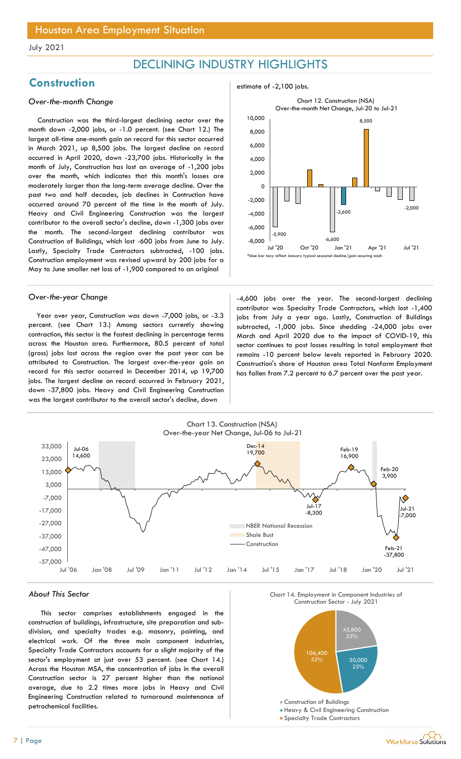Houston Area Employment Situation

July 2021

# DECLINING INDUSTRY HIGHLIGHTS

## Construction

*Over-the-month Change*

Construction was the third-largest declining sector over the month down -2,000 jobs, or -1.0 percent. (see Chart 12.) The largest all-time one-month gain on record for this sector occurred in March 2021, up 8,500 jobs. The largest decline on record occurred in April 2020, down -23,700 jobs. Historically in the month of July, Construction has lost an average of -1,200 jobs over the month, which indicates that this month's losses are moderately larger than the long-term average decline. Over the past two and half decades, job declines in Contruction have occurred around 70 percent of the time in the month of July. Heavy and Civil Engineering Construction was the largest contributor to the overall sector's decline, down -1,300 jobs over the month. The second-largest declining contributor was Construction of Buildings, which lost -600 jobs from June to July. Lastly, Specialty Trade Contractors subtracted, -100 jobs. Construction employment was revised upward by 200 jobs for a May to June smaller net loss of -1,900 compared to an original estimate of -2,100 jobs.

Chart 12. Construction (NSA) Over-the-month Net Change, Jul-20 to Jul-21

*blue bar may reflect January typical seasonal decline/gain occuring each

*Over-the-year Change*

Year over year, Construction was down -7,000 jobs, or -3.3 percent. (see Chart 13.) Among sectors currently showing contraction, this sector is the fastest declining in percentage terms across the Houston area. Furthermore, 80.5 percent of total (gross) jobs lost across the region over the past year can be attributed to Construction. The largest over-the-year gain on record for this sector occurred in December 2014, up 19,700 jobs. The largest decline on record occurred in February 2021, down -37,800 jobs. Heavy and Civil Engineering Construction was the largest contributor to the overall sector's decline, down -4,600 jobs over the year. The second-largest declining contributor was Specialty Trade Contractors, which lost -1,400 jobs from July a year ago. Lastly, Construction of Buildings subtracted, -1,000 jobs. Since shedding -24,000 jobs over March and April 2020 due to the impact of COVID-19, this sector continues to post losses resulting in total employment that remains -10 percent below levels reported in February 2020. Construction's share of Houston area Total Nonfarm Employment has fallen from 7.2 percent to 6.7 percent over the past year.

Chart 13. Construction (NSA) Over-the-year Net Change, Jul-06 to Jul-21

*About This Sector*

This sector comprises establishments engaged in the construction of buildings, infrastructure, site preparation and sub-division, and specialty trades e.g. masonry, painting, and electrical work. Of the three main component industries, Specialty Trade Contractors accounts for a slight majority of the sector's employment at just over 53 percent. (see Chart 14.) Across the Houston MSA, the concentration of jobs in the overall Construction sector is 27 percent higher than the national average, due to 2.2 times more jobs in Heavy and Civil Engineering Construction related to turnaround maintenance of petrochemical facilities.

Chart 14. Employment in Component Industries of Construction Sector - July 2021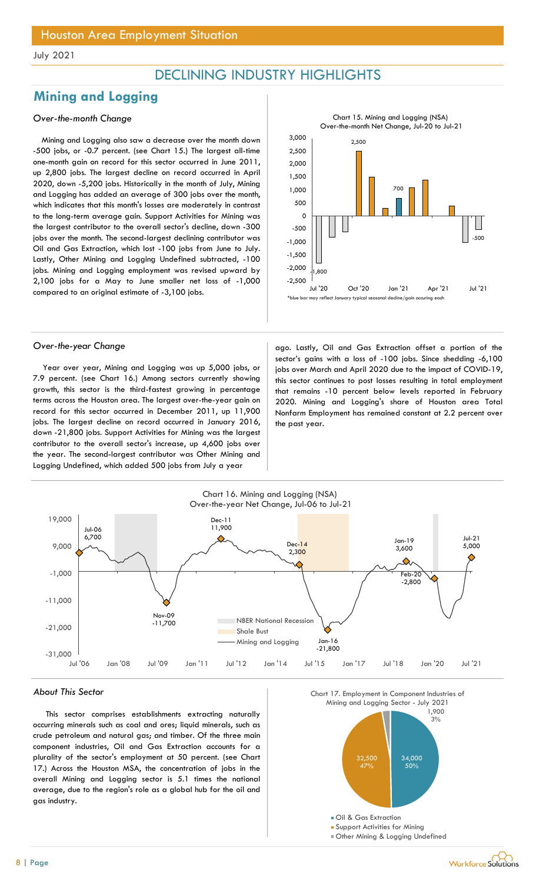# Houston Area Employment Situation

July 2021

## DECLINING INDUSTRY HIGHLIGHTS

## Mining and Logging

*Over-the-month Change*

Mining and Logging also saw a decrease over the month down -500 jobs, or -0.7 percent. (see Chart 15.) The largest all-time one-month gain on record for this sector occurred in June 2011, up 2,800 jobs. The largest decline on record occurred in April 2020, down -5,200 jobs. Historically in the month of July, Mining and Logging has added an average of 300 jobs over the month, which indicates that this month's losses are moderately in contrast to the long-term average gain. Support Activities for Mining was the largest contributor to the overall sector's decline, down -300 jobs over the month. The second-largest declining contributor was Oil and Gas Extraction, which lost -100 jobs from June to July. Lastly, Other Mining and Logging Undefined subtracted, -100 jobs. Mining and Logging employment was revised upward by 2,100 jobs for a May to June smaller net loss of -1,000 compared to an original estimate of -3,100 jobs.

Chart 15. Mining and Logging (NSA) Over-the-month Net Change, Jul-20 to Jul-21

*blue bar may reflect January typical seasonal decline/gain occuring each

*Over-the-year Change*

Year over year, Mining and Logging was up 5,000 jobs, or 7.9 percent. (see Chart 16.) Among sectors currently showing growth, this sector is the third-fastest growing in percentage terms across the Houston area. The largest over-the-year gain on record for this sector occurred in December 2011, up 11,900 jobs. The largest decline on record occurred in January 2016, down -21,800 jobs. Support Activities for Mining was the largest contributor to the overall sector's increase, up 4,600 jobs over the year. The second-largest contributor was Other Mining and Logging Undefined, which added 500 jobs from July a year ago. Lastly, Oil and Gas Extraction offset a portion of the sector's gains with a loss of -100 jobs. Since shedding -6,100 jobs over March and April 2020 due to the impact of COVID-19, this sector continues to post losses resulting in total employment that remains -10 percent below levels reported in February 2020. Mining and Logging's share of Houston area Total Nonfarm Employment has remained constant at 2.2 percent over the past year.

Chart 16. Mining and Logging (NSA) Over-the-year Net Change, Jul-06 to Jul-21

*About This Sector*

This sector comprises establishments extracting naturally occurring minerals such as coal and ores; liquid minerals, such as crude petroleum and natural gas; and timber. Of the three main component industries, Oil and Gas Extraction accounts for a plurality of the sector's employment at 50 percent. (see Chart 17.) Across the Houston MSA, the concentration of jobs in the overall Mining and Logging sector is 5.1 times the national average, due to the region's role as a global hub for the oil and gas industry.

Chart 17. Employment in Component Industries of Mining and Logging Sector - July 2021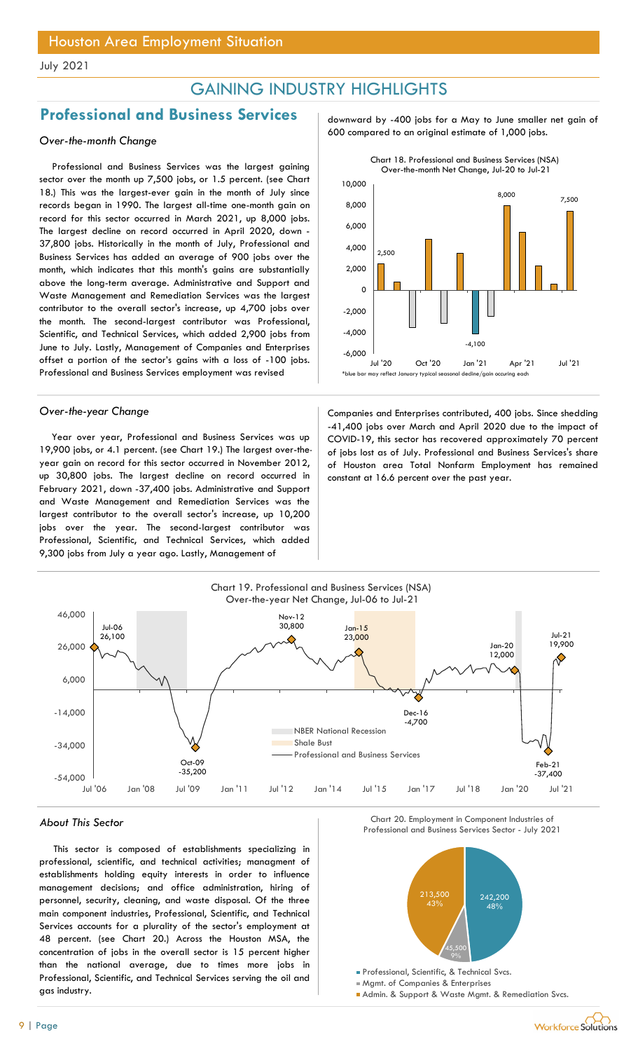# Houston Area Employment Situation

July 2021

## GAINING INDUSTRY HIGHLIGHTS

## Professional and Business Services

### *Over-the-month Change*

Professional and Business Services was the largest gaining sector over the month up 7,500 jobs, or 1.5 percent. (see Chart 18.) This was the largest-ever gain in the month of July since records began in 1990. The largest all-time one-month gain on record for this sector occurred in March 2021, up 8,000 jobs. The largest decline on record occurred in April 2020, down -37,800 jobs. Historically in the month of July, Professional and Business Services has added an average of 900 jobs over the month, which indicates that this month's gains are substantially above the long-term average. Administrative and Support and Waste Management and Remediation Services was the largest contributor to the overall sector's increase, up 4,700 jobs over the month. The second-largest contributor was Professional, Scientific, and Technical Services, which added 2,900 jobs from June to July. Lastly, Management of Companies and Enterprises offset a portion of the sector's gains with a loss of -100 jobs. Professional and Business Services employment was revised downward by -400 jobs for a May to June smaller net gain of 600 compared to an original estimate of 1,000 jobs.

Chart 18. Professional and Business Services (NSA) Over-the-month Net Change, Jul-20 to Jul-21

*blue bar may reflect January typical seasonal decline/gain occuring each

### *Over-the-year Change*

Year over year, Professional and Business Services was up 19,900 jobs, or 4.1 percent. (see Chart 19.) The largest over-the-year gain on record for this sector occurred in November 2012, up 30,800 jobs. The largest decline on record occurred in February 2021, down -37,400 jobs. Administrative and Support and Waste Management and Remediation Services was the largest contributor to the overall sector's increase, up 10,200 jobs over the year. The second-largest contributor was Professional, Scientific, and Technical Services, which added 9,300 jobs from July a year ago. Lastly, Management of Companies and Enterprises contributed, 400 jobs. Since shedding -41,400 jobs over March and April 2020 due to the impact of COVID-19, this sector has recovered approximately 70 percent of jobs lost as of July. Professional and Business Services's share of Houston area Total Nonfarm Employment has remained constant at 16.6 percent over the past year.

Chart 19. Professional and Business Services (NSA) Over-the-year Net Change, Jul-06 to Jul-21

### *About This Sector*

This sector is composed of establishments specializing in professional, scientific, and technical activities; managment of establishments holding equity interests in order to influence management decisions; and office administration, hiring of personnel, security, cleaning, and waste disposal. Of the three main component industries, Professional, Scientific, and Technical Services accounts for a plurality of the sector's employment at 48 percent. (see Chart 20.) Across the Houston MSA, the concentration of jobs in the overall sector is 15 percent higher than the national average, due to times more jobs in Professional, Scientific, and Technical Services serving the oil and gas industry.

Chart 20. Employment in Component Industries of Professional and Business Services Sector - July 2021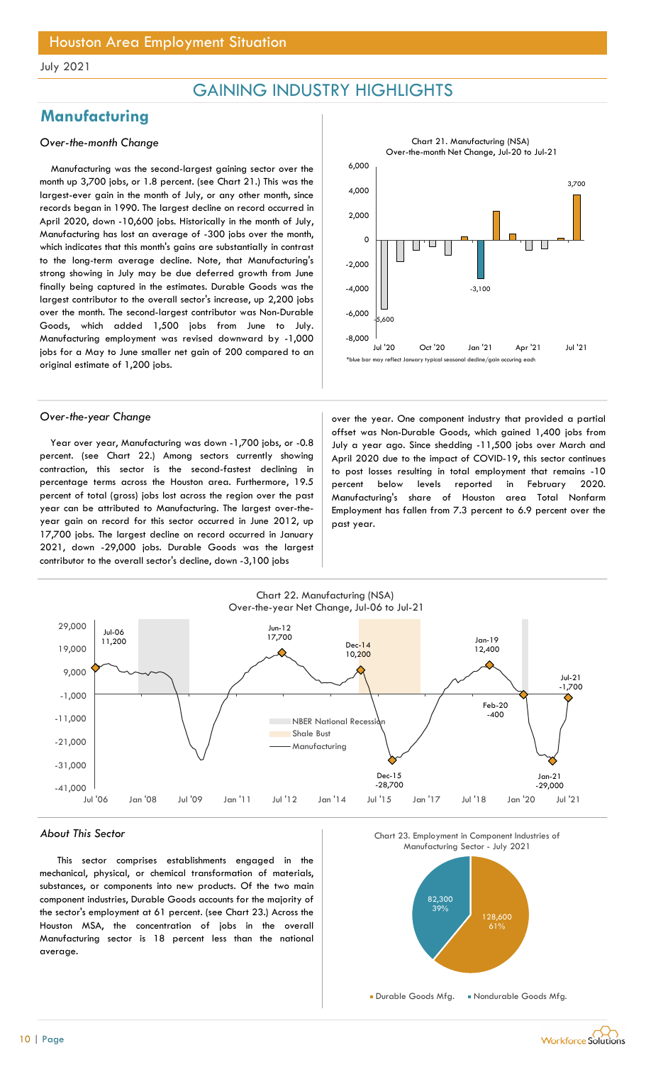# Houston Area Employment Situation

July 2021

## GAINING INDUSTRY HIGHLIGHTS

## Manufacturing

### *Over-the-month Change*

Manufacturing was the second-largest gaining sector over the month up 3,700 jobs, or 1.8 percent. (see Chart 21.) This was the largest-ever gain in the month of July, or any other month, since records began in 1990. The largest decline on record occurred in April 2020, down -10,600 jobs. Historically in the month of July, Manufacturing has lost an average of -300 jobs over the month, which indicates that this month's gains are substantially in contrast to the long-term average decline. Note, that Manufacturing's strong showing in July may be due deferred growth from June finally being captured in the estimates. Durable Goods was the largest contributor to the overall sector's increase, up 2,200 jobs over the month. The second-largest contributor was Non-Durable Goods, which added 1,500 jobs from June to July. Manufacturing employment was revised downward by -1,000 jobs for a May to June smaller net gain of 200 compared to an original estimate of 1,200 jobs.

Chart 21. Manufacturing (NSA) Over-the-month Net Change, Jul-20 to Jul-21

*blue bar may reflect January typical seasonal decline/gain occuring each

### *Over-the-year Change*

Year over year, Manufacturing was down -1,700 jobs, or -0.8 percent. (see Chart 22.) Among sectors currently showing contraction, this sector is the second-fastest declining in percentage terms across the Houston area. Furthermore, 19.5 percent of total (gross) jobs lost across the region over the past year can be attributed to Manufacturing. The largest over-the-year gain on record for this sector occurred in June 2012, up 17,700 jobs. The largest decline on record occurred in January 2021, down -29,000 jobs. Durable Goods was the largest contributor to the overall sector's decline, down -3,100 jobs over the year. One component industry that provided a partial offset was Non-Durable Goods, which gained 1,400 jobs from July a year ago. Since shedding -11,500 jobs over March and April 2020 due to the impact of COVID-19, this sector continues to post losses resulting in total employment that remains -10 percent below levels reported in February 2020. Manufacturing's share of Houston area Total Nonfarm Employment has fallen from 7.3 percent to 6.9 percent over the past year.

Chart 22. Manufacturing (NSA) Over-the-year Net Change, Jul-06 to Jul-21

### *About This Sector*

This sector comprises establishments engaged in the mechanical, physical, or chemical transformation of materials, substances, or components into new products. Of the two main component industries, Durable Goods accounts for the majority of the sector's employment at 61 percent. (see Chart 23.) Across the Houston MSA, the concentration of jobs in the overall Manufacturing sector is 18 percent less than the national average.

Chart 23. Employment in Component Industries of Manufacturing Sector - July 2021

| Component | Employment | Share |
|---|---|---|
| Durable Goods Mfg. | 128,600 | 61% |
| Nondurable Goods Mfg. | 82,300 | 39% |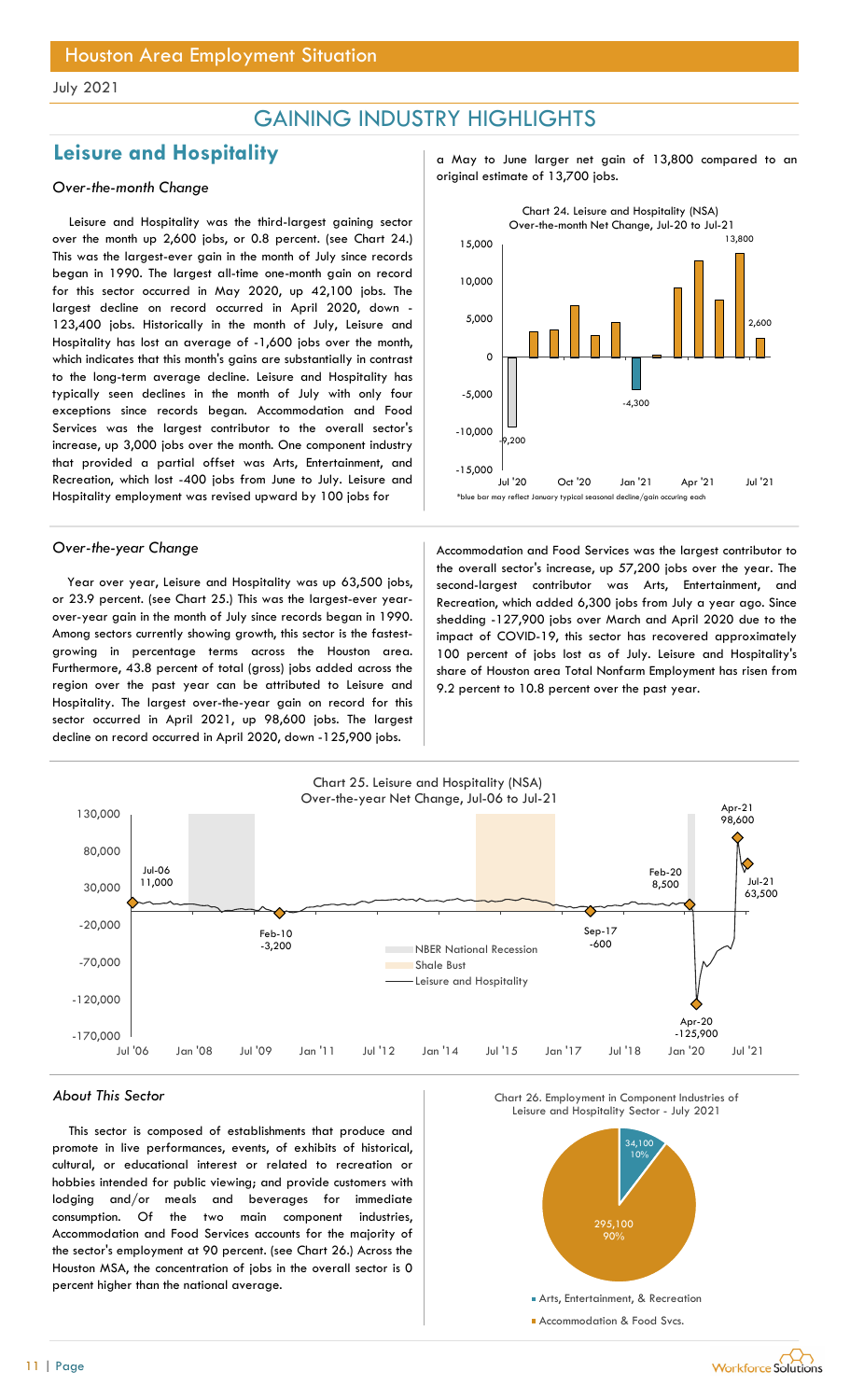Houston Area Employment Situation

July 2021

# GAINING INDUSTRY HIGHLIGHTS

## Leisure and Hospitality

### *Over-the-month Change*

Leisure and Hospitality was the third-largest gaining sector over the month up 2,600 jobs, or 0.8 percent. (see Chart 24.) This was the largest-ever gain in the month of July since records began in 1990. The largest all-time one-month gain on record for this sector occurred in May 2020, up 42,100 jobs. The largest decline on record occurred in April 2020, down -123,400 jobs. Historically in the month of July, Leisure and Hospitality has lost an average of -1,600 jobs over the month, which indicates that this month's gains are substantially in contrast to the long-term average decline. Leisure and Hospitality has typically seen declines in the month of July with only four exceptions since records began. Accommodation and Food Services was the largest contributor to the overall sector's increase, up 3,000 jobs over the month. One component industry that provided a partial offset was Arts, Entertainment, and Recreation, which lost -400 jobs from June to July. Leisure and Hospitality employment was revised upward by 100 jobs for a May to June larger net gain of 13,800 compared to an original estimate of 13,700 jobs.

Chart 24. Leisure and Hospitality (NSA) Over-the-month Net Change, Jul-20 to Jul-21

*blue bar may reflect January typical seasonal decline/gain occurring each

### *Over-the-year Change*

Year over year, Leisure and Hospitality was up 63,500 jobs, or 23.9 percent. (see Chart 25.) This was the largest-ever year-over-year gain in the month of July since records began in 1990. Among sectors currently showing growth, this sector is the fastest-growing in percentage terms across the Houston area. Furthermore, 43.8 percent of total (gross) jobs added across the region over the past year can be attributed to Leisure and Hospitality. The largest over-the-year gain on record for this sector occurred in April 2021, up 98,600 jobs. The largest decline on record occurred in April 2020, down -125,900 jobs. Accommodation and Food Services was the largest contributor to the overall sector's increase, up 57,200 jobs over the year. The second-largest contributor was Arts, Entertainment, and Recreation, which added 6,300 jobs from July a year ago. Since shedding -127,900 jobs over March and April 2020 due to the impact of COVID-19, this sector has recovered approximately 100 percent of jobs lost as of July. Leisure and Hospitality's share of Houston area Total Nonfarm Employment has risen from 9.2 percent to 10.8 percent over the past year.

Chart 25. Leisure and Hospitality (NSA) Over-the-year Net Change, Jul-06 to Jul-21

### *About This Sector*

This sector is composed of establishments that produce and promote in live performances, events, of exhibits of historical, cultural, or educational interest or related to recreation or hobbies intended for public viewing; and provide customers with lodging and/or meals and beverages for immediate consumption. Of the two main component industries, Accommodation and Food Services accounts for the majority of the sector's employment at 90 percent. (see Chart 26.) Across the Houston MSA, the concentration of jobs in the overall sector is 0 percent higher than the national average.

Chart 26. Employment in Component Industries of Leisure and Hospitality Sector - July 2021

| Component Industry | Employment | Share |
|---|---|---|
| Arts, Entertainment, & Recreation | 34,100 | 10% |
| Accommodation & Food Svcs. | 295,100 | 90% |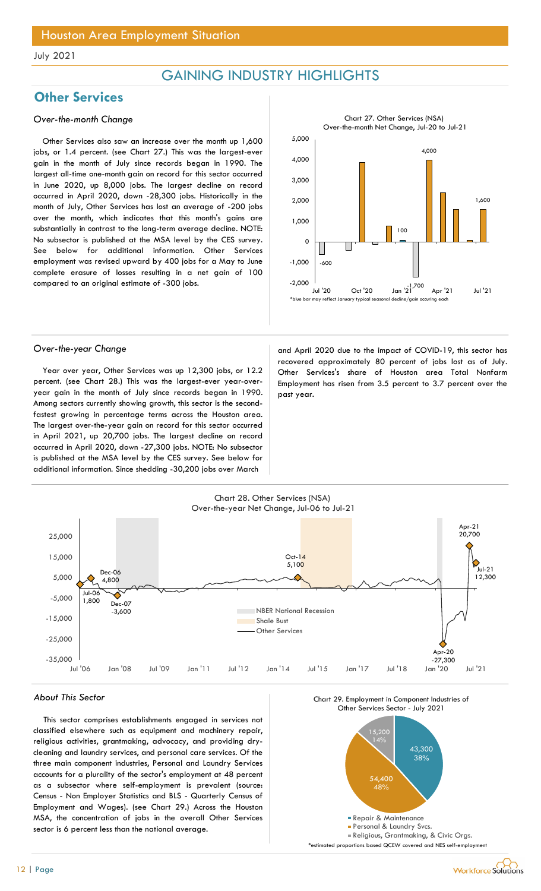July 2021

# GAINING INDUSTRY HIGHLIGHTS

## Other Services

### *Over-the-month Change*

Other Services also saw an increase over the month up 1,600 jobs, or 1.4 percent. (see Chart 27.) This was the largest-ever gain in the month of July since records began in 1990. The largest all-time one-month gain on record for this sector occurred in June 2020, up 8,000 jobs. The largest decline on record occurred in April 2020, down -28,300 jobs. Historically in the month of July, Other Services has lost an average of -200 jobs over the month, which indicates that this month's gains are substantially in contrast to the long-term average decline. NOTE: No subsector is published at the MSA level by the CES survey. See below for additional information. Other Services employment was revised upward by 400 jobs for a May to June complete erasure of losses resulting in a net gain of 100 compared to an original estimate of -300 jobs.

Chart 27. Other Services (NSA) Over-the-month Net Change, Jul-20 to Jul-21

*blue bar may reflect January typical seasonal decline/gain occuring each

### *Over-the-year Change*

Year over year, Other Services was up 12,300 jobs, or 12.2 percent. (see Chart 28.) This was the largest-ever year-over-year gain in the month of July since records began in 1990. Among sectors currently showing growth, this sector is the second-fastest growing in percentage terms across the Houston area. The largest over-the-year gain on record for this sector occurred in April 2021, up 20,700 jobs. The largest decline on record occurred in April 2020, down -27,300 jobs. NOTE: No subsector is published at the MSA level by the CES survey. See below for additional information. Since shedding -30,200 jobs over March and April 2020 due to the impact of COVID-19, this sector has recovered approximately 80 percent of jobs lost as of July. Other Services's share of Houston area Total Nonfarm Employment has risen from 3.5 percent to 3.7 percent over the past year.

Chart 28. Other Services (NSA) Over-the-year Net Change, Jul-06 to Jul-21

### *About This Sector*

This sector comprises establishments engaged in services not classified elsewhere such as equipment and machinery repair, religious activities, grantmaking, advocacy, and providing dry-cleaning and laundry services, and personal care services. Of the three main component industries, Personal and Laundry Services accounts for a plurality of the sector's employment at 48 percent as a subsector where self-employment is prevalent (source: Census - Non Employer Statistics and BLS - Quarterly Census of Employment and Wages). (see Chart 29.) Across the Houston MSA, the concentration of jobs in the overall Other Services sector is 6 percent less than the national average.

Chart 29. Employment in Component Industries of Other Services Sector - July 2021

*estimated proportions based QCEW covered and NES self-employment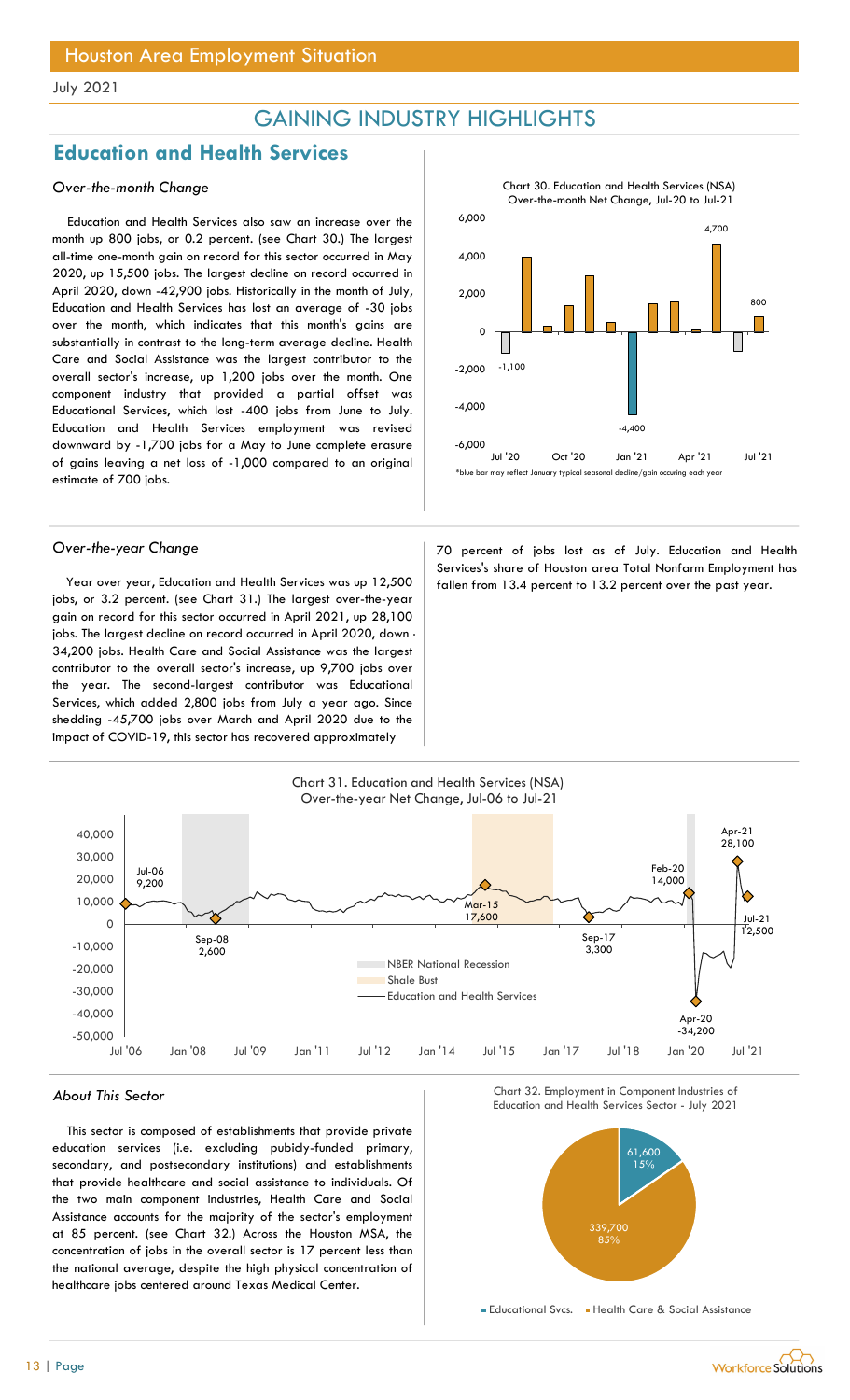# Houston Area Employment Situation

July 2021

## GAINING INDUSTRY HIGHLIGHTS

## Education and Health Services

### *Over-the-month Change*

Education and Health Services also saw an increase over the month up 800 jobs, or 0.2 percent. (see Chart 30.) The largest all-time one-month gain on record for this sector occurred in May 2020, up 15,500 jobs. The largest decline on record occurred in April 2020, down -42,900 jobs. Historically in the month of July, Education and Health Services has lost an average of -30 jobs over the month, which indicates that this month's gains are substantially in contrast to the long-term average decline. Health Care and Social Assistance was the largest contributor to the overall sector's increase, up 1,200 jobs over the month. One component industry that provided a partial offset was Educational Services, which lost -400 jobs from June to July. Education and Health Services employment was revised downward by -1,700 jobs for a May to June complete erasure of gains leaving a net loss of -1,000 compared to an original estimate of 700 jobs.

Chart 30. Education and Health Services (NSA) Over-the-month Net Change, Jul-20 to Jul-21

*blue bar may reflect January typical seasonal decline/gain occuring each year

### *Over-the-year Change*

Year over year, Education and Health Services was up 12,500 jobs, or 3.2 percent. (see Chart 31.) The largest over-the-year gain on record for this sector occurred in April 2021, up 28,100 jobs. The largest decline on record occurred in April 2020, down -34,200 jobs. Health Care and Social Assistance was the largest contributor to the overall sector's increase, up 9,700 jobs over the year. The second-largest contributor was Educational Services, which added 2,800 jobs from July a year ago. Since shedding -45,700 jobs over March and April 2020 due to the impact of COVID-19, this sector has recovered approximately 70 percent of jobs lost as of July. Education and Health Services's share of Houston area Total Nonfarm Employment has fallen from 13.4 percent to 13.2 percent over the past year.

Chart 31. Education and Health Services (NSA) Over-the-year Net Change, Jul-06 to Jul-21

### *About This Sector*

This sector is composed of establishments that provide private education services (i.e. excluding pubicly-funded primary, secondary, and postsecondary institutions) and establishments that provide healthcare and social assistance to individuals. Of the two main component industries, Health Care and Social Assistance accounts for the majority of the sector's employment at 85 percent. (see Chart 32.) Across the Houston MSA, the concentration of jobs in the overall sector is 17 percent less than the national average, despite the high physical concentration of healthcare jobs centered around Texas Medical Center.

Chart 32. Employment in Component Industries of Education and Health Services Sector - July 2021

| Component | Employment | Share |
|---|---|---|
| Educational Svcs. | 61,600 | 15% |
| Health Care & Social Assistance | 339,700 | 85% |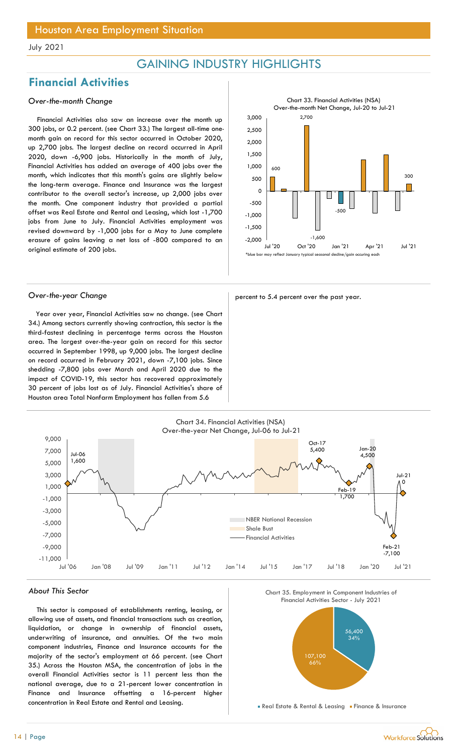Houston Area Employment Situation

July 2021

## GAINING INDUSTRY HIGHLIGHTS

# Financial Activities

### *Over-the-month Change*

Financial Activities also saw an increase over the month up 300 jobs, or 0.2 percent. (see Chart 33.) The largest all-time one-month gain on record for this sector occurred in October 2020, up 2,700 jobs. The largest decline on record occurred in April 2020, down -6,900 jobs. Historically in the month of July, Financial Activities has added an average of 400 jobs over the month, which indicates that this month's gains are slightly below the long-term average. Finance and Insurance was the largest contributor to the overall sector's increase, up 2,000 jobs over the month. One component industry that provided a partial offset was Real Estate and Rental and Leasing, which lost -1,700 jobs from June to July. Financial Activities employment was revised downward by -1,000 jobs for a May to June complete erasure of gains leaving a net loss of -800 compared to an original estimate of 200 jobs.

Chart 33. Financial Activities (NSA) Over-the-month Net Change, Jul-20 to Jul-21

*blue bar may reflect January typical seasonal decline/gain occuring each

### *Over-the-year Change*

Year over year, Financial Activities saw no change. (see Chart 34.) Among sectors currently showing contraction, this sector is the third-fastest declining in percentage terms across the Houston area. The largest over-the-year gain on record for this sector occurred in September 1998, up 9,000 jobs. The largest decline on record occurred in February 2021, down -7,100 jobs. Since shedding -7,800 jobs over March and April 2020 due to the impact of COVID-19, this sector has recovered approximately 30 percent of jobs lost as of July. Financial Activities's share of Houston area Total Nonfarm Employment has fallen from 5.6 percent to 5.4 percent over the past year.

Chart 34. Financial Activities (NSA) Over-the-year Net Change, Jul-06 to Jul-21

### *About This Sector*

This sector is composed of establishments renting, leasing, or allowing use of assets, and financial transactions such as creation, liquidation, or change in ownership of financial assets, underwriting of insurance, and annuities. Of the two main component industries, Finance and Insurance accounts for the majority of the sector's employment at 66 percent. (see Chart 35.) Across the Houston MSA, the concentration of jobs in the overall Financial Activities sector is 11 percent less than the national average, due to a 21-percent lower concentration in Finance and Insurance offsetting a 16-percent higher concentration in Real Estate and Rental and Leasing.

Chart 35. Employment in Component Industries of Financial Activities Sector - July 2021

- Real Estate & Rental & Leasing: 56,400 (34%)
- Finance & Insurance: 107,100 (66%)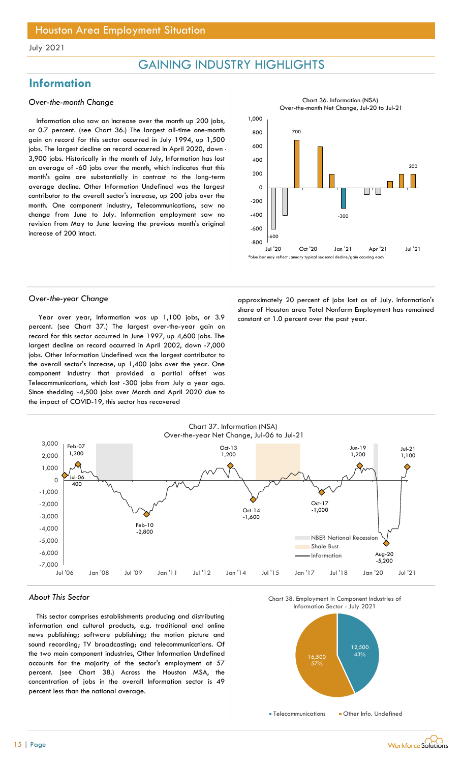Houston Area Employment Situation

July 2021

## GAINING INDUSTRY HIGHLIGHTS

## Information

### *Over-the-month Change*

Information also saw an increase over the month up 200 jobs, or 0.7 percent. (see Chart 36.) The largest all-time one-month gain on record for this sector occurred in July 1994, up 1,500 jobs. The largest decline on record occurred in April 2020, down -3,900 jobs. Historically in the month of July, Information has lost an average of -60 jobs over the month, which indicates that this month's gains are substantially in contrast to the long-term average decline. Other Information Undefined was the largest contributor to the overall sector's increase, up 200 jobs over the month. One component industry, Telecommunications, saw no change from June to July. Information employment saw no revision from May to June leaving the previous month's original increase of 200 intact.

Chart 36. Information (NSA)
Over-the-month Net Change, Jul-20 to Jul-21

*blue bar may reflect January typical seasonal decline/gain occuring each

### *Over-the-year Change*

Year over year, Information was up 1,100 jobs, or 3.9 percent. (see Chart 37.) The largest over-the-year gain on record for this sector occurred in June 1997, up 4,600 jobs. The largest decline on record occurred in April 2002, down -7,000 jobs. Other Information Undefined was the largest contributor to the overall sector's increase, up 1,400 jobs over the year. One component industry that provided a partial offset was Telecommunications, which lost -300 jobs from July a year ago. Since shedding -4,500 jobs over March and April 2020 due to the impact of COVID-19, this sector has recovered approximately 20 percent of jobs lost as of July. Information's share of Houston area Total Nonfarm Employment has remained constant at 1.0 percent over the past year.

Chart 37. Information (NSA)
Over-the-year Net Change, Jul-06 to Jul-21

### *About This Sector*

This sector comprises establishments producing and distributing information and cultural products, e.g. traditional and online news publishing; software publishing; the motion picture and sound recording; TV broadcasting; and telecommunications. Of the two main component industries, Other Information Undefined accounts for the majority of the sector's employment at 57 percent. (see Chart 38.) Across the Houston MSA, the concentration of jobs in the overall Information sector is 49 percent less than the national average.

Chart 38. Employment in Component Industries of Information Sector - July 2021

| Component Industry | Employment | Share |
|---|---|---|
| Telecommunications | 12,500 | 43% |
| Other Info. Undefined | 16,500 | 57% |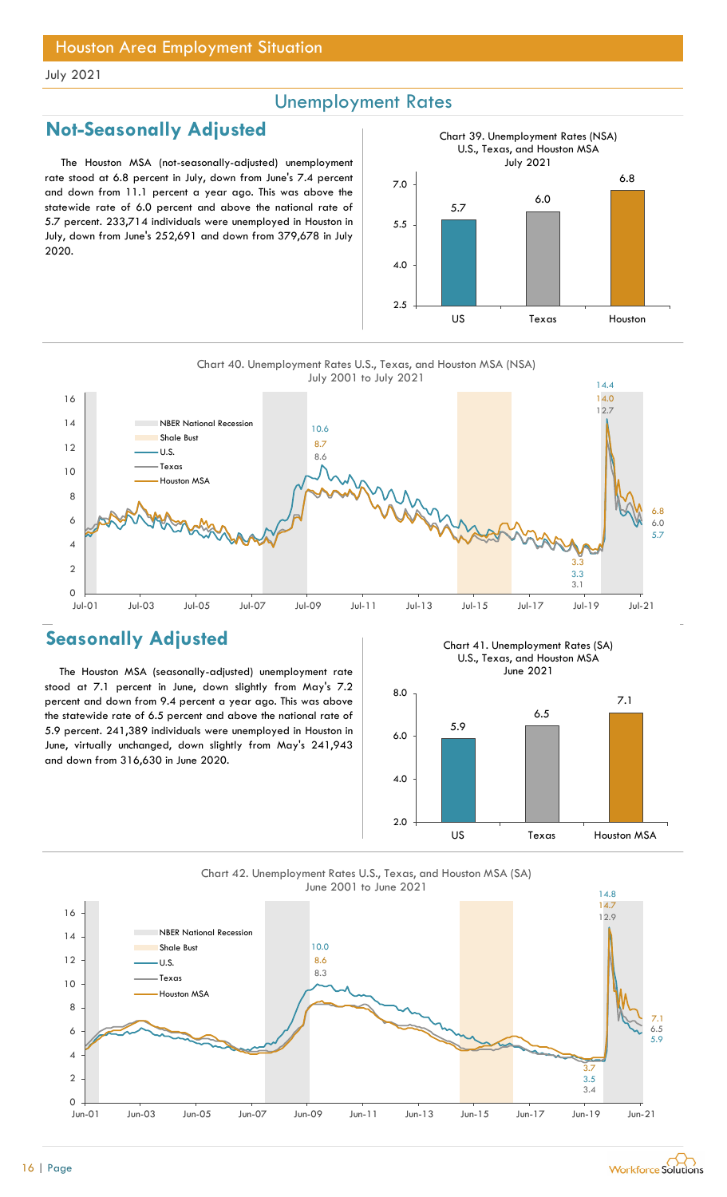Houston Area Employment Situation

July 2021

## Unemployment Rates

## Not-Seasonally Adjusted

The Houston MSA (not-seasonally-adjusted) unemployment rate stood at 6.8 percent in July, down from June's 7.4 percent and down from 11.1 percent a year ago. This was above the statewide rate of 6.0 percent and above the national rate of 5.7 percent. 233,714 individuals were unemployed in Houston in July, down from June's 252,691 and down from 379,678 in July 2020.

Chart 39. Unemployment Rates (NSA) U.S., Texas, and Houston MSA July 2021

| | US | Texas | Houston |
|---|---|---|---|
| Rate | 5.7 | 6.0 | 6.8 |

Chart 40. Unemployment Rates U.S., Texas, and Houston MSA (NSA) July 2001 to July 2021

## Seasonally Adjusted

The Houston MSA (seasonally-adjusted) unemployment rate stood at 7.1 percent in June, down slightly from May's 7.2 percent and down from 9.4 percent a year ago. This was above the statewide rate of 6.5 percent and above the national rate of 5.9 percent. 241,389 individuals were unemployed in Houston in June, virtually unchanged, down slightly from May's 241,943 and down from 316,630 in June 2020.

Chart 41. Unemployment Rates (SA) U.S., Texas, and Houston MSA June 2021

| | US | Texas | Houston MSA |
|---|---|---|---|
| Rate | 5.9 | 6.5 | 7.1 |

Chart 42. Unemployment Rates U.S., Texas, and Houston MSA (SA) June 2001 to June 2021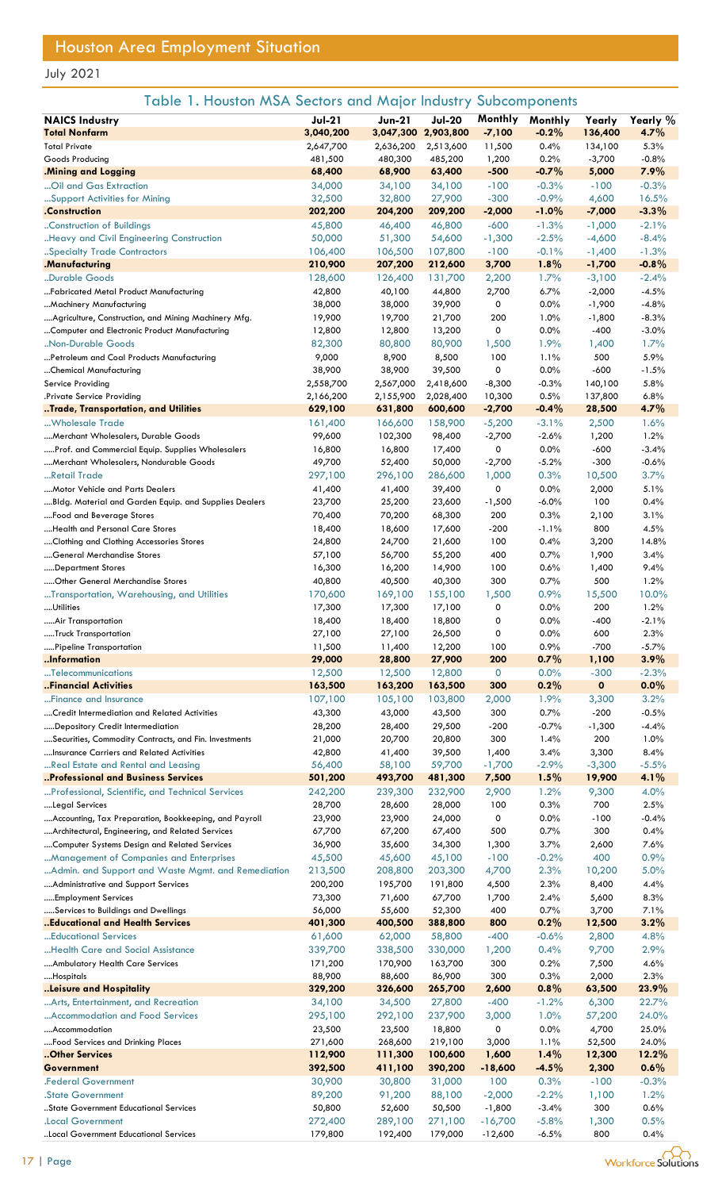# Houston Area Employment Situation

July 2021

## Table 1. Houston MSA Sectors and Major Industry Subcomponents

| NAICS Industry | Jul-21 | Jun-21 | Jul-20 | Monthly | Monthly | Yearly | Yearly % |
|---|---|---|---|---|---|---|---|
| **Total Nonfarm** | **3,040,200** | **3,047,300** | **2,903,800** | **-7,100** | **-0.2%** | **136,400** | **4.7%** |
| Total Private | 2,647,700 | 2,636,200 | 2,513,600 | 11,500 | 0.4% | 134,100 | 5.3% |
| Goods Producing | 481,500 | 480,300 | 485,200 | 1,200 | 0.2% | -3,700 | -0.8% |
| **.Mining and Logging** | **68,400** | **68,900** | **63,400** | **-500** | **-0.7%** | **5,000** | **7.9%** |
| ...Oil and Gas Extraction | 34,000 | 34,100 | 34,100 | -100 | -0.3% | -100 | -0.3% |
| ...Support Activities for Mining | 32,500 | 32,800 | 27,900 | -300 | -0.9% | 4,600 | 16.5% |
| **.Construction** | **202,200** | **204,200** | **209,200** | **-2,000** | **-1.0%** | **-7,000** | **-3.3%** |
| ..Construction of Buildings | 45,800 | 46,400 | 46,800 | -600 | -1.3% | -1,000 | -2.1% |
| ..Heavy and Civil Engineering Construction | 50,000 | 51,300 | 54,600 | -1,300 | -2.5% | -4,600 | -8.4% |
| ..Specialty Trade Contractors | 106,400 | 106,500 | 107,800 | -100 | -0.1% | -1,400 | -1.3% |
| **.Manufacturing** | **210,900** | **207,200** | **212,600** | **3,700** | **1.8%** | **-1,700** | **-0.8%** |
| ..Durable Goods | 128,600 | 126,400 | 131,700 | 2,200 | 1.7% | -3,100 | -2.4% |
| ...Fabricated Metal Product Manufacturing | 42,800 | 40,100 | 44,800 | 2,700 | 6.7% | -2,000 | -4.5% |
| ...Machinery Manufacturing | 38,000 | 38,000 | 39,900 | 0 | 0.0% | -1,900 | -4.8% |
| ....Agriculture, Construction, and Mining Machinery Mfg. | 19,900 | 19,700 | 21,700 | 200 | 1.0% | -1,800 | -8.3% |
| ...Computer and Electronic Product Manufacturing | 12,800 | 12,800 | 13,200 | 0 | 0.0% | -400 | -3.0% |
| ..Non-Durable Goods | 82,300 | 80,800 | 80,900 | 1,500 | 1.9% | 1,400 | 1.7% |
| ...Petroleum and Coal Products Manufacturing | 9,000 | 8,900 | 8,500 | 100 | 1.1% | 500 | 5.9% |
| ...Chemical Manufacturing | 38,900 | 38,900 | 39,500 | 0 | 0.0% | -600 | -1.5% |
| Service Providing | 2,558,700 | 2,567,000 | 2,418,600 | -8,300 | -0.3% | 140,100 | 5.8% |
| .Private Service Providing | 2,166,200 | 2,155,900 | 2,028,400 | 10,300 | 0.5% | 137,800 | 6.8% |
| **..Trade, Transportation, and Utilities** | **629,100** | **631,800** | **600,600** | **-2,700** | **-0.4%** | **28,500** | **4.7%** |
| ...Wholesale Trade | 161,400 | 166,600 | 158,900 | -5,200 | -3.1% | 2,500 | 1.6% |
| ....Merchant Wholesalers, Durable Goods | 99,600 | 102,300 | 98,400 | -2,700 | -2.6% | 1,200 | 1.2% |
| .....Prof. and Commercial Equip. Supplies Wholesalers | 16,800 | 16,800 | 17,400 | 0 | 0.0% | -600 | -3.4% |
| ....Merchant Wholesalers, Nondurable Goods | 49,700 | 52,400 | 50,000 | -2,700 | -5.2% | -300 | -0.6% |
| ...Retail Trade | 297,100 | 296,100 | 286,600 | 1,000 | 0.3% | 10,500 | 3.7% |
| ....Motor Vehicle and Parts Dealers | 41,400 | 41,400 | 39,400 | 0 | 0.0% | 2,000 | 5.1% |
| ....Bldg. Material and Garden Equip. and Supplies Dealers | 23,700 | 25,200 | 23,600 | -1,500 | -6.0% | 100 | 0.4% |
| ....Food and Beverage Stores | 70,400 | 70,200 | 68,300 | 200 | 0.3% | 2,100 | 3.1% |
| ....Health and Personal Care Stores | 18,400 | 18,600 | 17,600 | -200 | -1.1% | 800 | 4.5% |
| ....Clothing and Clothing Accessories Stores | 24,800 | 24,700 | 21,600 | 100 | 0.4% | 3,200 | 14.8% |
| ....General Merchandise Stores | 57,100 | 56,700 | 55,200 | 400 | 0.7% | 1,900 | 3.4% |
| .....Department Stores | 16,300 | 16,200 | 14,900 | 100 | 0.6% | 1,400 | 9.4% |
| .....Other General Merchandise Stores | 40,800 | 40,500 | 40,300 | 300 | 0.7% | 500 | 1.2% |
| ...Transportation, Warehousing, and Utilities | 170,600 | 169,100 | 155,100 | 1,500 | 0.9% | 15,500 | 10.0% |
| ....Utilities | 17,300 | 17,300 | 17,100 | 0 | 0.0% | 200 | 1.2% |
| .....Air Transportation | 18,400 | 18,400 | 18,800 | 0 | 0.0% | -400 | -2.1% |
| .....Truck Transportation | 27,100 | 27,100 | 26,500 | 0 | 0.0% | 600 | 2.3% |
| .....Pipeline Transportation | 11,500 | 11,400 | 12,200 | 100 | 0.9% | -700 | -5.7% |
| **..Information** | **29,000** | **28,800** | **27,900** | **200** | **0.7%** | **1,100** | **3.9%** |
| ...Telecommunications | 12,500 | 12,500 | 12,800 | 0 | 0.0% | -300 | -2.3% |
| **..Financial Activities** | **163,500** | **163,200** | **163,500** | **300** | **0.2%** | **0** | **0.0%** |
| ...Finance and Insurance | 107,100 | 105,100 | 103,800 | 2,000 | 1.9% | 3,300 | 3.2% |
| ....Credit Intermediation and Related Activities | 43,300 | 43,000 | 43,500 | 300 | 0.7% | -200 | -0.5% |
| .....Depository Credit Intermediation | 28,200 | 28,400 | 29,500 | -200 | -0.7% | -1,300 | -4.4% |
| ....Securities, Commodity Contracts, and Fin. Investments | 21,000 | 20,700 | 20,800 | 300 | 1.4% | 200 | 1.0% |
| ....Insurance Carriers and Related Activities | 42,800 | 41,400 | 39,500 | 1,400 | 3.4% | 3,300 | 8.4% |
| ...Real Estate and Rental and Leasing | 56,400 | 58,100 | 59,700 | -1,700 | -2.9% | -3,300 | -5.5% |
| **..Professional and Business Services** | **501,200** | **493,700** | **481,300** | **7,500** | **1.5%** | **19,900** | **4.1%** |
| ...Professional, Scientific, and Technical Services | 242,200 | 239,300 | 232,900 | 2,900 | 1.2% | 9,300 | 4.0% |
| ....Legal Services | 28,700 | 28,600 | 28,000 | 100 | 0.3% | 700 | 2.5% |
| ....Accounting, Tax Preparation, Bookkeeping, and Payroll | 23,900 | 23,900 | 24,000 | 0 | 0.0% | -100 | -0.4% |
| ....Architectural, Engineering, and Related Services | 67,700 | 67,200 | 67,400 | 500 | 0.7% | 300 | 0.4% |
| ....Computer Systems Design and Related Services | 36,900 | 35,600 | 34,300 | 1,300 | 3.7% | 2,600 | 7.6% |
| ...Management of Companies and Enterprises | 45,500 | 45,600 | 45,100 | -100 | -0.2% | 400 | 0.9% |
| ...Admin. and Support and Waste Mgmt. and Remediation | 213,500 | 208,800 | 203,300 | 4,700 | 2.3% | 10,200 | 5.0% |
| ....Administrative and Support Services | 200,200 | 195,700 | 191,800 | 4,500 | 2.3% | 8,400 | 4.4% |
| .....Employment Services | 73,300 | 71,600 | 67,700 | 1,700 | 2.4% | 5,600 | 8.3% |
| .....Services to Buildings and Dwellings | 56,000 | 55,600 | 52,300 | 400 | 0.7% | 3,700 | 7.1% |
| **..Educational and Health Services** | **401,300** | **400,500** | **388,800** | **800** | **0.2%** | **12,500** | **3.2%** |
| ...Educational Services | 61,600 | 62,000 | 58,800 | -400 | -0.6% | 2,800 | 4.8% |
| ...Health Care and Social Assistance | 339,700 | 338,500 | 330,000 | 1,200 | 0.4% | 9,700 | 2.9% |
| ....Ambulatory Health Care Services | 171,200 | 170,900 | 163,700 | 300 | 0.2% | 7,500 | 4.6% |
| ....Hospitals | 88,900 | 88,600 | 86,900 | 300 | 0.3% | 2,000 | 2.3% |
| **..Leisure and Hospitality** | **329,200** | **326,600** | **265,700** | **2,600** | **0.8%** | **63,500** | **23.9%** |
| ...Arts, Entertainment, and Recreation | 34,100 | 34,500 | 27,800 | -400 | -1.2% | 6,300 | 22.7% |
| ...Accommodation and Food Services | 295,100 | 292,100 | 237,900 | 3,000 | 1.0% | 57,200 | 24.0% |
| ....Accommodation | 23,500 | 23,500 | 18,800 | 0 | 0.0% | 4,700 | 25.0% |
| ....Food Services and Drinking Places | 271,600 | 268,600 | 219,100 | 3,000 | 1.1% | 52,500 | 24.0% |
| **..Other Services** | **112,900** | **111,300** | **100,600** | **1,600** | **1.4%** | **12,300** | **12.2%** |
| **Government** | **392,500** | **411,100** | **390,200** | **-18,600** | **-4.5%** | **2,300** | **0.6%** |
| .Federal Government | 30,900 | 30,800 | 31,000 | 100 | 0.3% | -100 | -0.3% |
| .State Government | 89,200 | 91,200 | 88,100 | -2,000 | -2.2% | 1,100 | 1.2% |
| ..State Government Educational Services | 50,800 | 52,600 | 50,500 | -1,800 | -3.4% | 300 | 0.6% |
| .Local Government | 272,400 | 289,100 | 271,100 | -16,700 | -5.8% | 1,300 | 0.5% |
| ..Local Government Educational Services | 179,800 | 192,400 | 179,000 | -12,600 | -6.5% | 800 | 0.4% |

Workforce Solutions